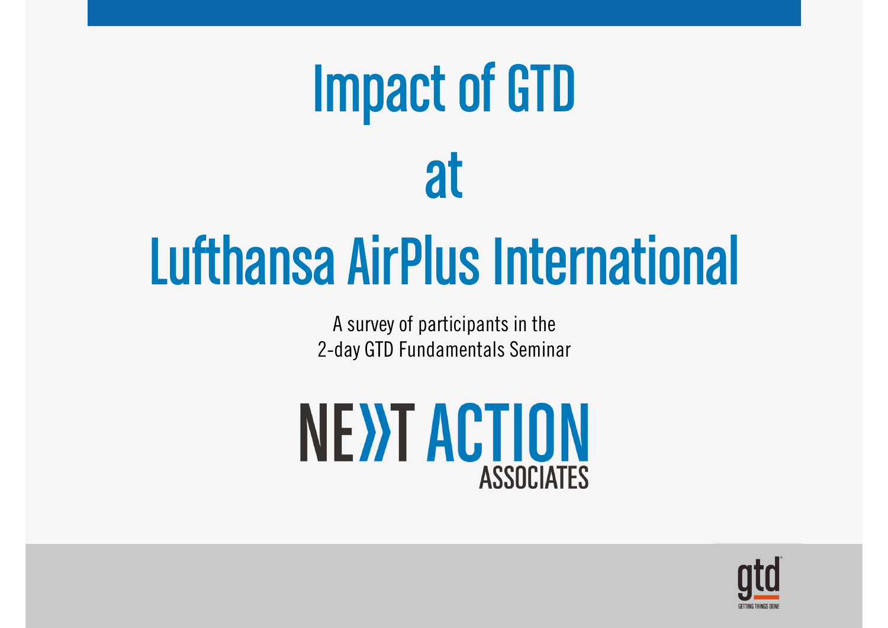# Impact of GTD at Lufthansa AirPlus International

A survey of participants in the
2-day GTD Fundamentals Seminar

NEXT ACTION ASSOCIATES

gtd GETTING THINGS DONE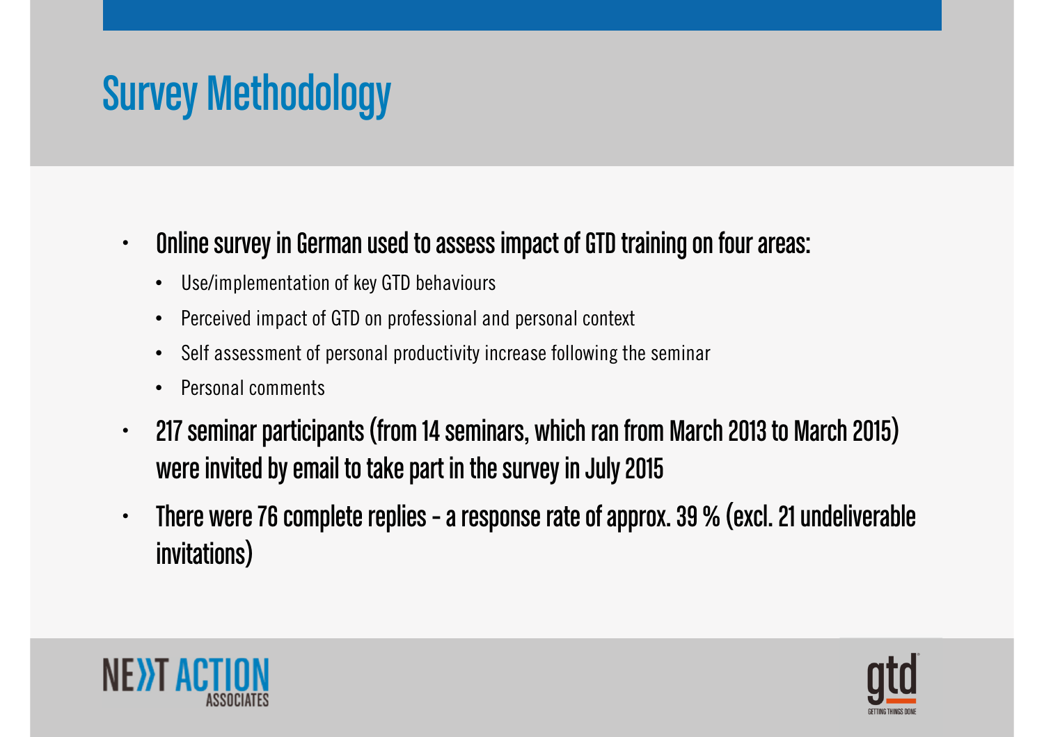# Survey Methodology

- **Online survey in German used to assess impact of GTD training on four areas:**
  - Use/implementation of key GTD behaviours
  - Perceived impact of GTD on professional and personal context
  - Self assessment of personal productivity increase following the seminar
  - Personal comments
- **217 seminar participants (from 14 seminars, which ran from March 2013 to March 2015) were invited by email to take part in the survey in July 2015**
- **There were 76 complete replies – a response rate of approx. 39 % (excl. 21 undeliverable invitations)**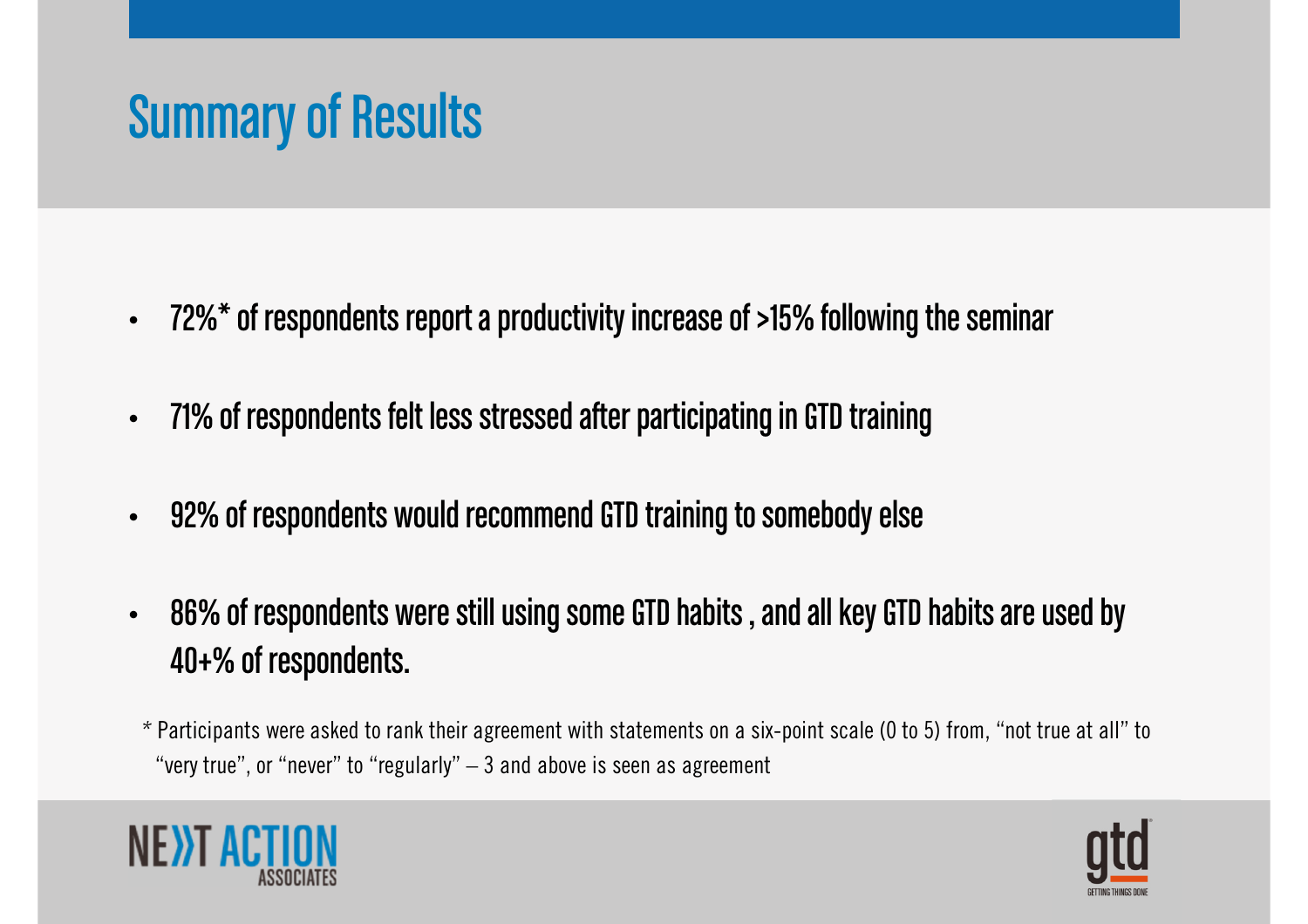# Summary of Results

- 72%* of respondents report a productivity increase of >15% following the seminar
- 71% of respondents felt less stressed after participating in GTD training
- 92% of respondents would recommend GTD training to somebody else
- 86% of respondents were still using some GTD habits , and all key GTD habits are used by 40+% of respondents.

\* Participants were asked to rank their agreement with statements on a six-point scale (0 to 5) from, "not true at all" to "very true", or "never" to "regularly" – 3 and above is seen as agreement

NEXT ACTION ASSOCIATES

gtd GETTING THINGS DONE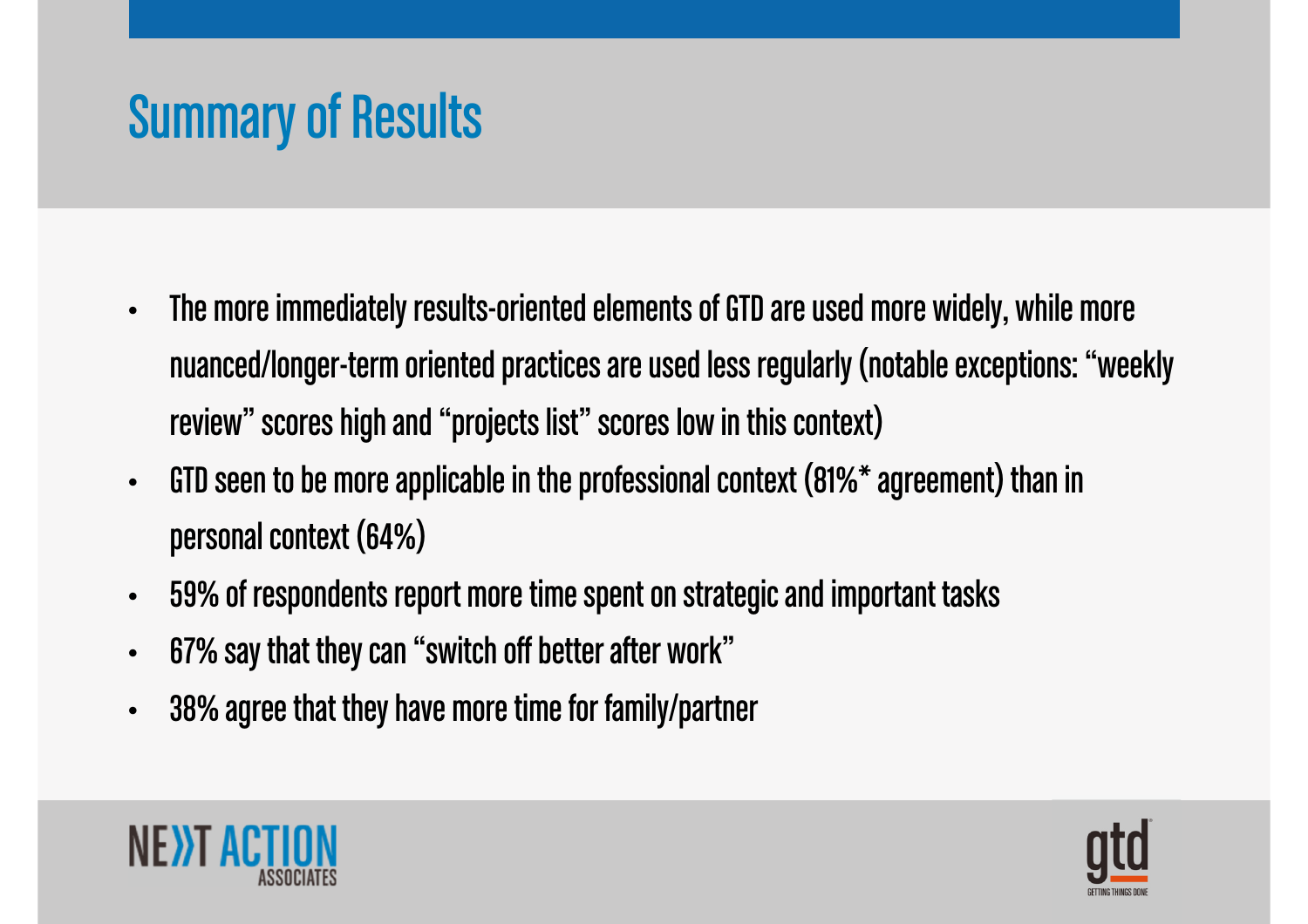# Summary of Results

- The more immediately results-oriented elements of GTD are used more widely, while more nuanced/longer-term oriented practices are used less regularly (notable exceptions: "weekly review" scores high and "projects list" scores low in this context)
- GTD seen to be more applicable in the professional context (81%* agreement) than in personal context (64%)
- 59% of respondents report more time spent on strategic and important tasks
- 67% say that they can "switch off better after work"
- 38% agree that they have more time for family/partner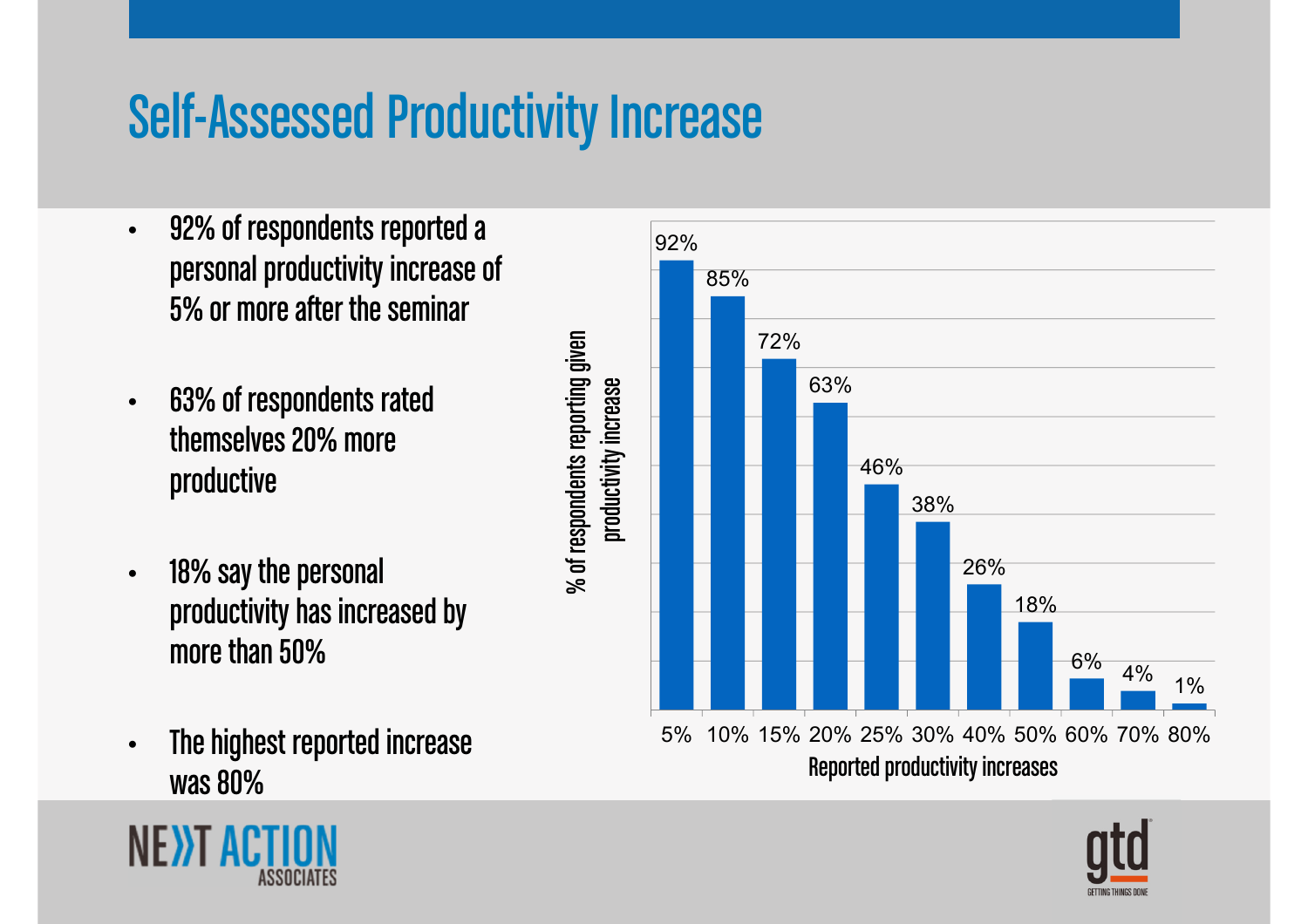# Self-Assessed Productivity Increase

- 92% of respondents reported a personal productivity increase of 5% or more after the seminar
- 63% of respondents rated themselves 20% more productive
- 18% say the personal productivity has increased by more than 50%
- The highest reported increase was 80%

| Reported productivity increases | % of respondents reporting given productivity increase |
|---|---|
| 5% | 92% |
| 10% | 85% |
| 15% | 72% |
| 20% | 63% |
| 25% | 46% |
| 30% | 38% |
| 40% | 26% |
| 50% | 18% |
| 60% | 6% |
| 70% | 4% |
| 80% | 1% |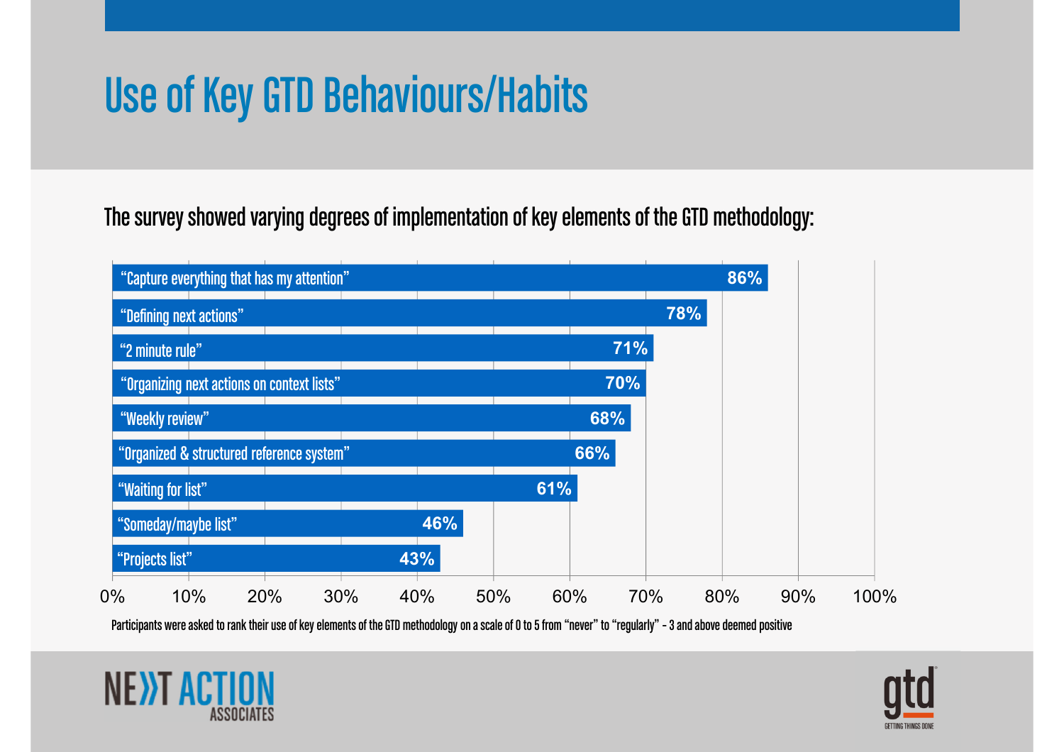# Use of Key GTD Behaviours/Habits

The survey showed varying degrees of implementation of key elements of the GTD methodology:

| Behaviour/Habit | % |
|---|---|
| "Capture everything that has my attention" | 86% |
| "Defining next actions" | 78% |
| "2 minute rule" | 71% |
| "Organizing next actions on context lists" | 70% |
| "Weekly review" | 68% |
| "Organized & structured reference system" | 66% |
| "Waiting for list" | 61% |
| "Someday/maybe list" | 46% |
| "Projects list" | 43% |

Participants were asked to rank their use of key elements of the GTD methodology on a scale of 0 to 5 from "never" to "regularly" - 3 and above deemed positive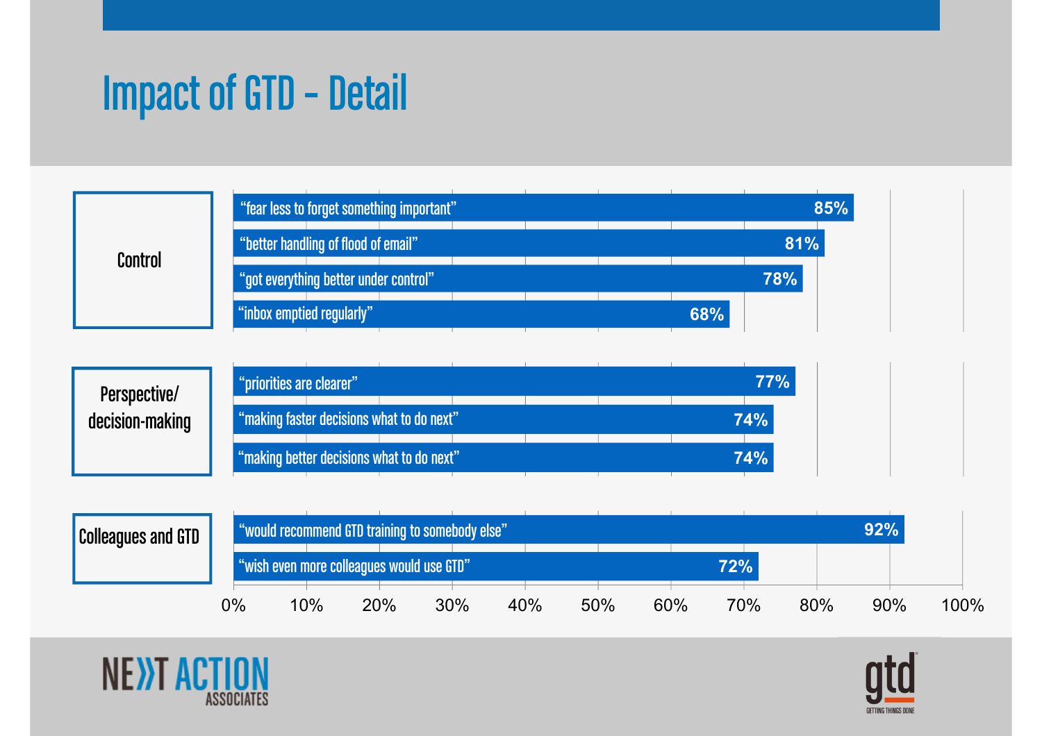# Impact of GTD – Detail

| Category | Statement | Percentage |
| --- | --- | --- |
| Control | "fear less to forget something important" | 85% |
| | "better handling of flood of email" | 81% |
| | "got everything better under control" | 78% |
| | "inbox emptied regularly" | 68% |
| Perspective/ decision-making | "priorities are clearer" | 77% |
| | "making faster decisions what to do next" | 74% |
| | "making better decisions what to do next" | 74% |
| Colleagues and GTD | "would recommend GTD training to somebody else" | 92% |
| | "wish even more colleagues would use GTD" | 72% |

NEXT ACTION ASSOCIATES

gtd GETTING THINGS DONE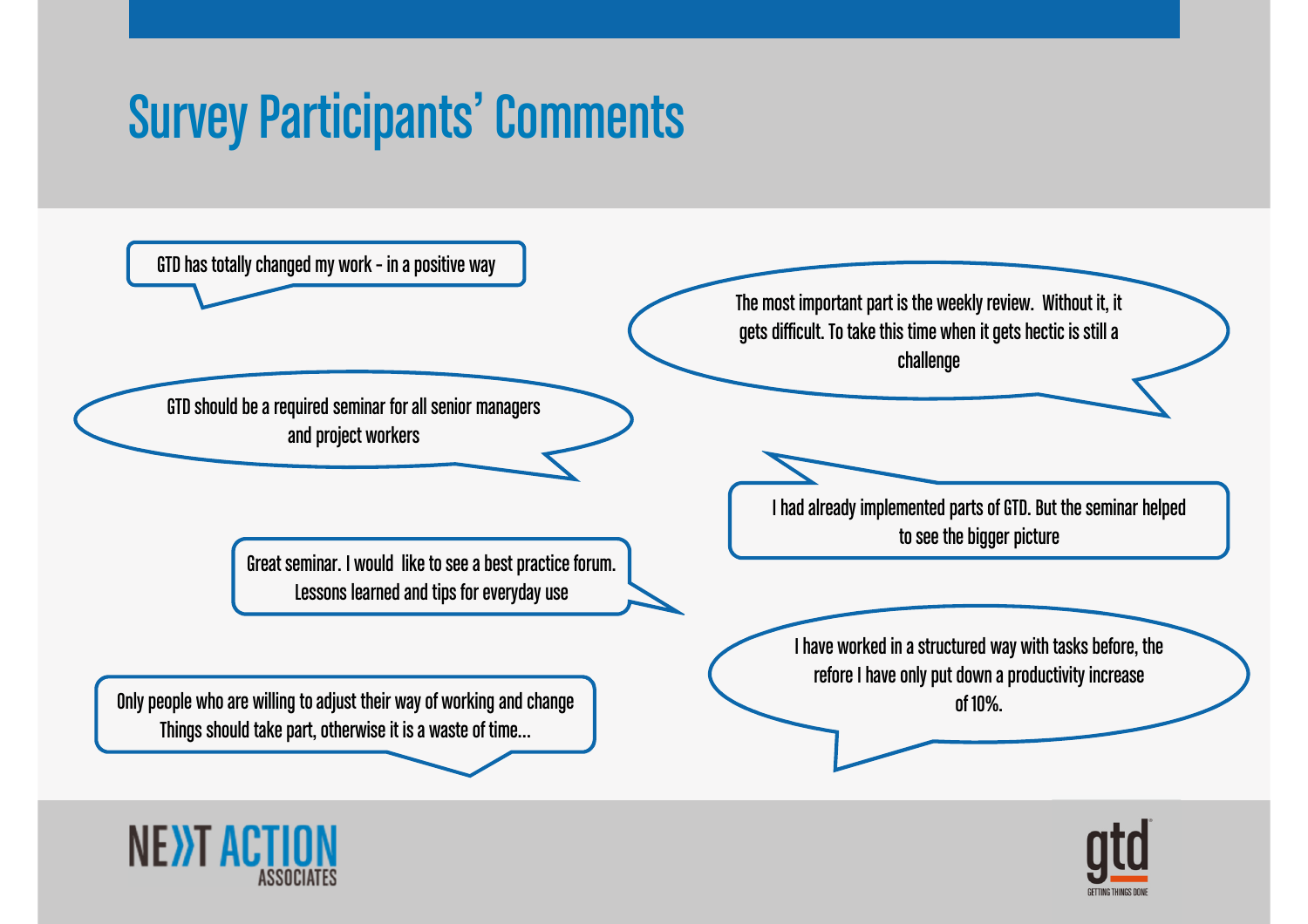# Survey Participants' Comments

GTD has totally changed my work - in a positive way

The most important part is the weekly review. Without it, it gets difficult. To take this time when it gets hectic is still a challenge

GTD should be a required seminar for all senior managers and project workers

I had already implemented parts of GTD. But the seminar helped to see the bigger picture

Great seminar. I would like to see a best practice forum. Lessons learned and tips for everyday use

I have worked in a structured way with tasks before, the refore I have only put down a productivity increase of 10%.

Only people who are willing to adjust their way of working and change Things should take part, otherwise it is a waste of time...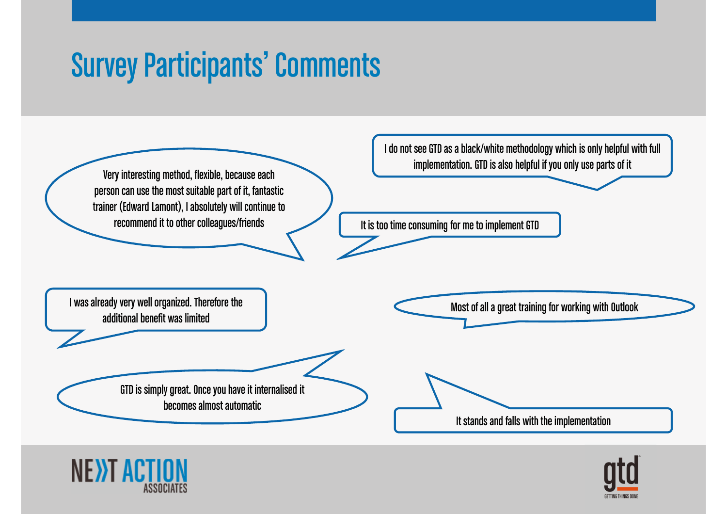# Survey Participants' Comments

Very interesting method, flexible, because each person can use the most suitable part of it, fantastic trainer (Edward Lamont), I absolutely will continue to recommend it to other colleagues/friends

I do not see GTD as a black/white methodology which is only helpful with full implementation. GTD is also helpful if you only use parts of it

It is too time consuming for me to implement GTD

I was already very well organized. Therefore the additional benefit was limited

Most of all a great training for working with Outlook

GTD is simply great. Once you have it internalised it becomes almost automatic

It stands and falls with the implementation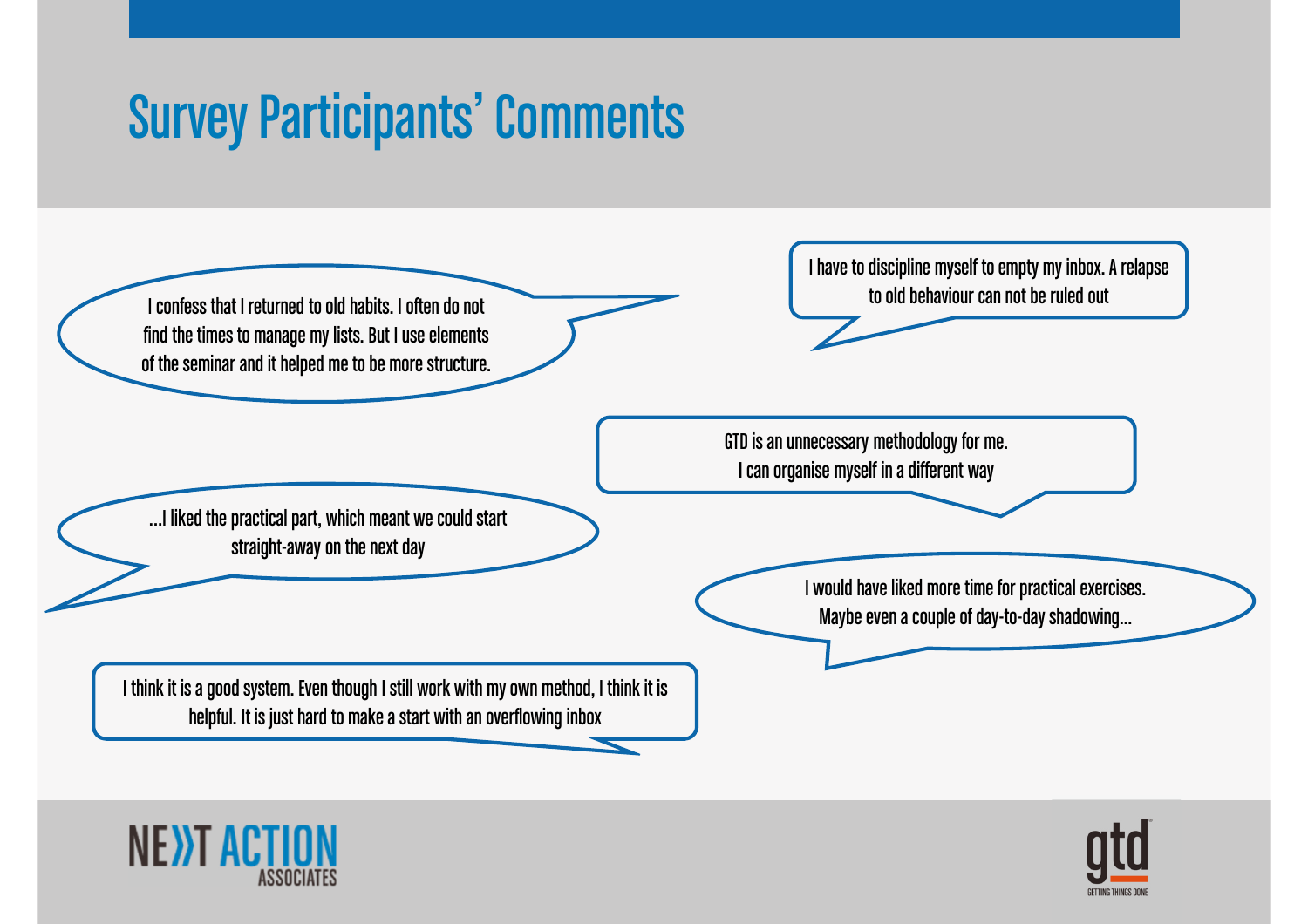# Survey Participants' Comments

I confess that I returned to old habits. I often do not find the times to manage my lists. But I use elements of the seminar and it helped me to be more structure.

I have to discipline myself to empty my inbox. A relapse to old behaviour can not be ruled out

GTD is an unnecessary methodology for me. I can organise myself in a different way

...I liked the practical part, which meant we could start straight-away on the next day

I would have liked more time for practical exercises. Maybe even a couple of day-to-day shadowing...

I think it is a good system. Even though I still work with my own method, I think it is helpful. It is just hard to make a start with an overflowing inbox